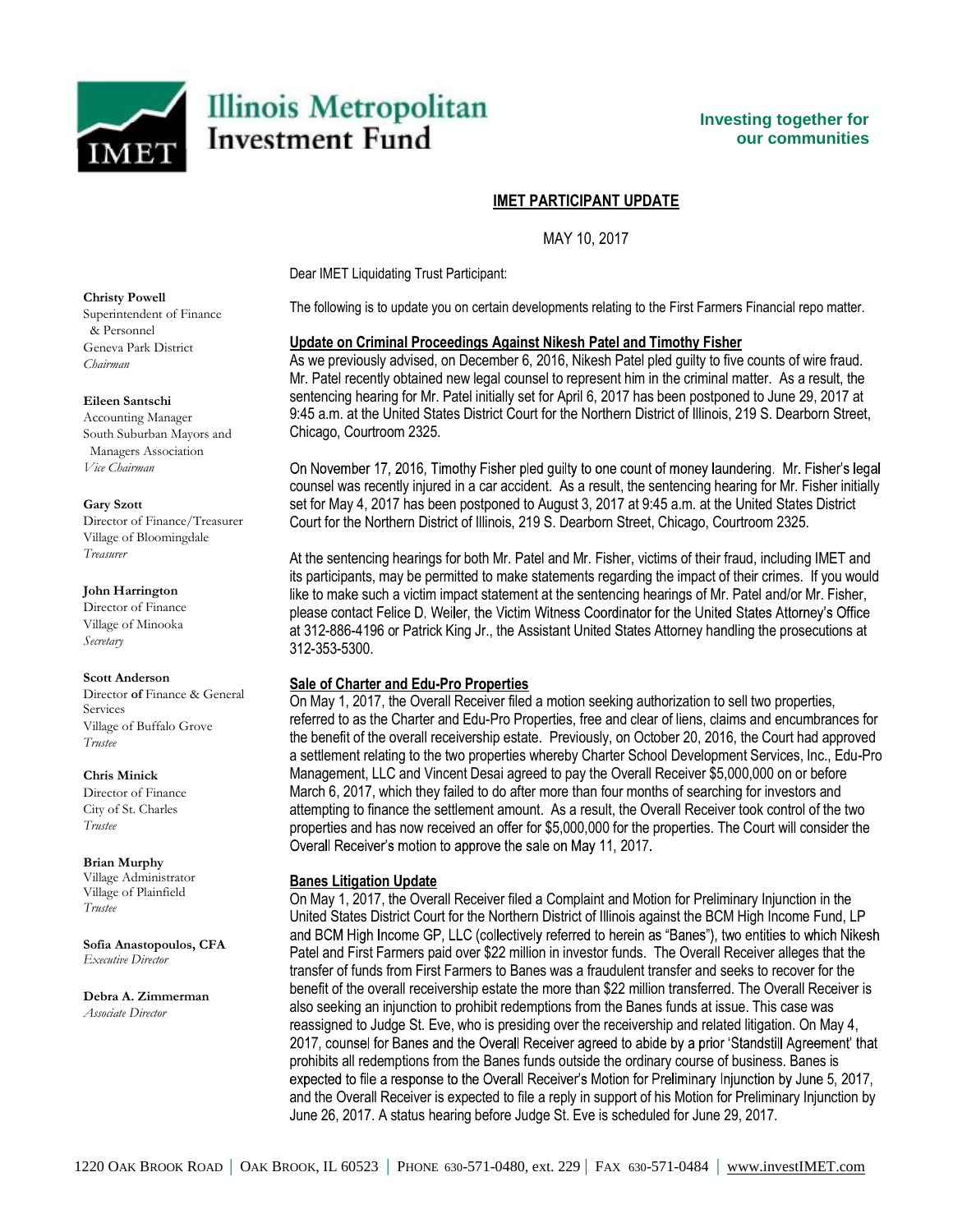# Illinois Metropolitan Investment Fund

**Investing together for our communities**

**Christy Powell**
Superintendent of Finance & Personnel
Geneva Park District
*Chairman*

**Eileen Santschi**
Accounting Manager
South Suburban Mayors and Managers Association
*Vice Chairman*

**Gary Szott**
Director of Finance/Treasurer
Village of Bloomingdale
*Treasurer*

**John Harrington**
Director of Finance
Village of Minooka
*Secretary*

**Scott Anderson**
Director of Finance & General Services
Village of Buffalo Grove
*Trustee*

**Chris Minick**
Director of Finance
City of St. Charles
*Trustee*

**Brian Murphy**
Village Administrator
Village of Plainfield
*Trustee*

**Sofia Anastopoulos, CFA**
*Executive Director*

**Debra A. Zimmerman**
*Associate Director*

## IMET PARTICIPANT UPDATE

MAY 10, 2017

Dear IMET Liquidating Trust Participant:

The following is to update you on certain developments relating to the First Farmers Financial repo matter.

### Update on Criminal Proceedings Against Nikesh Patel and Timothy Fisher

As we previously advised, on December 6, 2016, Nikesh Patel pled guilty to five counts of wire fraud. Mr. Patel recently obtained new legal counsel to represent him in the criminal matter. As a result, the sentencing hearing for Mr. Patel initially set for April 6, 2017 has been postponed to June 29, 2017 at 9:45 a.m. at the United States District Court for the Northern District of Illinois, 219 S. Dearborn Street, Chicago, Courtroom 2325.

On November 17, 2016, Timothy Fisher pled guilty to one count of money laundering. Mr. Fisher's legal counsel was recently injured in a car accident. As a result, the sentencing hearing for Mr. Fisher initially set for May 4, 2017 has been postponed to August 3, 2017 at 9:45 a.m. at the United States District Court for the Northern District of Illinois, 219 S. Dearborn Street, Chicago, Courtroom 2325.

At the sentencing hearings for both Mr. Patel and Mr. Fisher, victims of their fraud, including IMET and its participants, may be permitted to make statements regarding the impact of their crimes. If you would like to make such a victim impact statement at the sentencing hearings of Mr. Patel and/or Mr. Fisher, please contact Felice D. Weiler, the Victim Witness Coordinator for the United States Attorney's Office at 312-886-4196 or Patrick King Jr., the Assistant United States Attorney handling the prosecutions at 312-353-5300.

### Sale of Charter and Edu-Pro Properties

On May 1, 2017, the Overall Receiver filed a motion seeking authorization to sell two properties, referred to as the Charter and Edu-Pro Properties, free and clear of liens, claims and encumbrances for the benefit of the overall receivership estate. Previously, on October 20, 2016, the Court had approved a settlement relating to the two properties whereby Charter School Development Services, Inc., Edu-Pro Management, LLC and Vincent Desai agreed to pay the Overall Receiver $5,000,000 on or before March 6, 2017, which they failed to do after more than four months of searching for investors and attempting to finance the settlement amount. As a result, the Overall Receiver took control of the two properties and has now received an offer for $5,000,000 for the properties. The Court will consider the Overall Receiver's motion to approve the sale on May 11, 2017.

### Banes Litigation Update

On May 1, 2017, the Overall Receiver filed a Complaint and Motion for Preliminary Injunction in the United States District Court for the Northern District of Illinois against the BCM High Income Fund, LP and BCM High Income GP, LLC (collectively referred to herein as "Banes"), two entities to which Nikesh Patel and First Farmers paid over $22 million in investor funds. The Overall Receiver alleges that the transfer of funds from First Farmers to Banes was a fraudulent transfer and seeks to recover for the benefit of the overall receivership estate the more than $22 million transferred. The Overall Receiver is also seeking an injunction to prohibit redemptions from the Banes funds at issue. This case was reassigned to Judge St. Eve, who is presiding over the receivership and related litigation. On May 4, 2017, counsel for Banes and the Overall Receiver agreed to abide by a prior 'Standstill Agreement' that prohibits all redemptions from the Banes funds outside the ordinary course of business. Banes is expected to file a response to the Overall Receiver's Motion for Preliminary Injunction by June 5, 2017, and the Overall Receiver is expected to file a reply in support of his Motion for Preliminary Injunction by June 26, 2017. A status hearing before Judge St. Eve is scheduled for June 29, 2017.

1220 Oak Brook Road | Oak Brook, IL 60523 | Phone 630-571-0480, ext. 229 | Fax 630-571-0484 | www.investIMET.com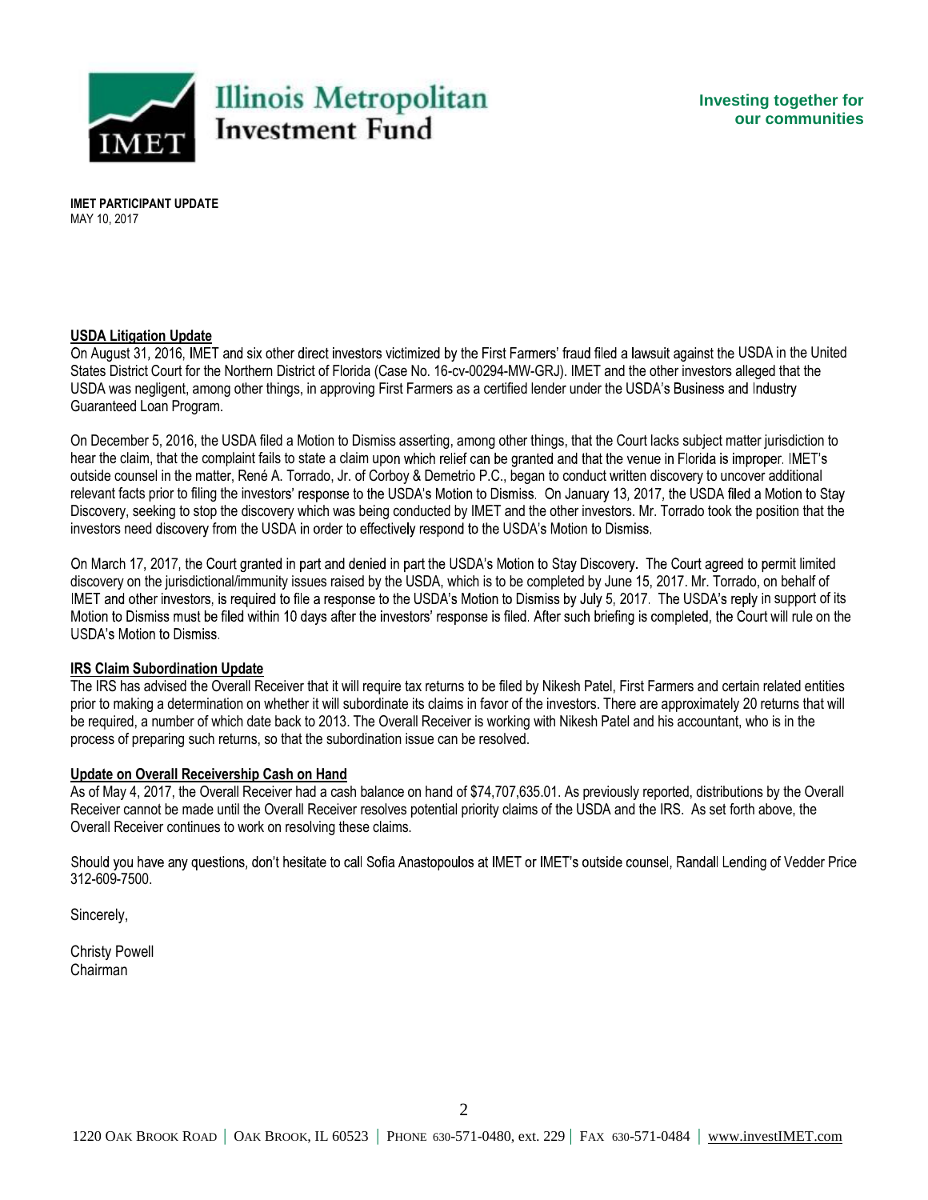**Illinois Metropolitan Investment Fund**

**Investing together for our communities**

**IMET PARTICIPANT UPDATE**
MAY 10, 2017

**USDA Litigation Update**

On August 31, 2016, IMET and six other direct investors victimized by the First Farmers' fraud filed a lawsuit against the USDA in the United States District Court for the Northern District of Florida (Case No. 16-cv-00294-MW-GRJ). IMET and the other investors alleged that the USDA was negligent, among other things, in approving First Farmers as a certified lender under the USDA's Business and Industry Guaranteed Loan Program.

On December 5, 2016, the USDA filed a Motion to Dismiss asserting, among other things, that the Court lacks subject matter jurisdiction to hear the claim, that the complaint fails to state a claim upon which relief can be granted and that the venue in Florida is improper. IMET's outside counsel in the matter, René A. Torrado, Jr. of Corboy & Demetrio P.C., began to conduct written discovery to uncover additional relevant facts prior to filing the investors' response to the USDA's Motion to Dismiss. On January 13, 2017, the USDA filed a Motion to Stay Discovery, seeking to stop the discovery which was being conducted by IMET and the other investors. Mr. Torrado took the position that the investors need discovery from the USDA in order to effectively respond to the USDA's Motion to Dismiss.

On March 17, 2017, the Court granted in part and denied in part the USDA's Motion to Stay Discovery. The Court agreed to permit limited discovery on the jurisdictional/immunity issues raised by the USDA, which is to be completed by June 15, 2017. Mr. Torrado, on behalf of IMET and other investors, is required to file a response to the USDA's Motion to Dismiss by July 5, 2017. The USDA's reply in support of its Motion to Dismiss must be filed within 10 days after the investors' response is filed. After such briefing is completed, the Court will rule on the USDA's Motion to Dismiss.

**IRS Claim Subordination Update**

The IRS has advised the Overall Receiver that it will require tax returns to be filed by Nikesh Patel, First Farmers and certain related entities prior to making a determination on whether it will subordinate its claims in favor of the investors. There are approximately 20 returns that will be required, a number of which date back to 2013. The Overall Receiver is working with Nikesh Patel and his accountant, who is in the process of preparing such returns, so that the subordination issue can be resolved.

**Update on Overall Receivership Cash on Hand**

As of May 4, 2017, the Overall Receiver had a cash balance on hand of $74,707,635.01. As previously reported, distributions by the Overall Receiver cannot be made until the Overall Receiver resolves potential priority claims of the USDA and the IRS. As set forth above, the Overall Receiver continues to work on resolving these claims.

Should you have any questions, don't hesitate to call Sofia Anastopoulos at IMET or IMET's outside counsel, Randall Lending of Vedder Price 312-609-7500.

Sincerely,

Christy Powell
Chairman

1220 Oak Brook Road | Oak Brook, IL 60523 | Phone 630-571-0480, ext. 229 | Fax 630-571-0484 | www.investIMET.com